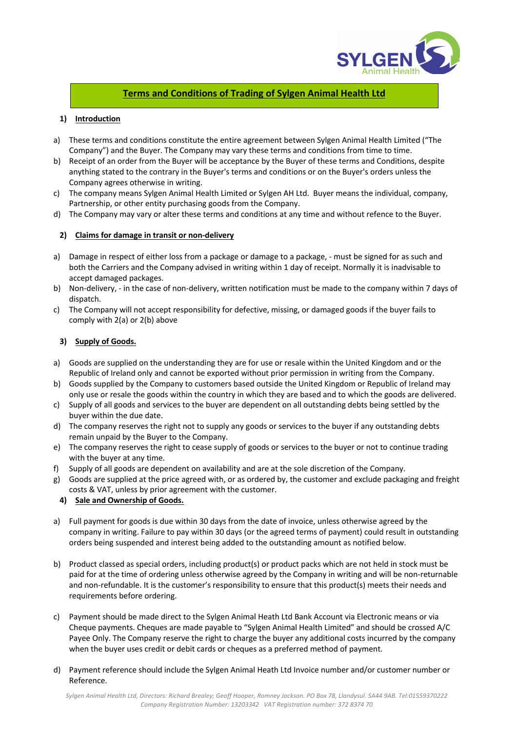# Terms and Conditions of Trading of Sylgen Animal Health Ltd

## 1) Introduction

a) These terms and conditions constitute the entire agreement between Sylgen Animal Health Limited ("The Company") and the Buyer. The Company may vary these terms and conditions from time to time.

b) Receipt of an order from the Buyer will be acceptance by the Buyer of these terms and Conditions, despite anything stated to the contrary in the Buyer's terms and conditions or on the Buyer's orders unless the Company agrees otherwise in writing.

c) The company means Sylgen Animal Health Limited or Sylgen AH Ltd. Buyer means the individual, company, Partnership, or other entity purchasing goods from the Company.

d) The Company may vary or alter these terms and conditions at any time and without refence to the Buyer.

## 2) Claims for damage in transit or non-delivery

a) Damage in respect of either loss from a package or damage to a package, - must be signed for as such and both the Carriers and the Company advised in writing within 1 day of receipt. Normally it is inadvisable to accept damaged packages.

b) Non-delivery, - in the case of non-delivery, written notification must be made to the company within 7 days of dispatch.

c) The Company will not accept responsibility for defective, missing, or damaged goods if the buyer fails to comply with 2(a) or 2(b) above

## 3) Supply of Goods.

a) Goods are supplied on the understanding they are for use or resale within the United Kingdom and or the Republic of Ireland only and cannot be exported without prior permission in writing from the Company.

b) Goods supplied by the Company to customers based outside the United Kingdom or Republic of Ireland may only use or resale the goods within the country in which they are based and to which the goods are delivered.

c) Supply of all goods and services to the buyer are dependent on all outstanding debts being settled by the buyer within the due date.

d) The company reserves the right not to supply any goods or services to the buyer if any outstanding debts remain unpaid by the Buyer to the Company.

e) The company reserves the right to cease supply of goods or services to the buyer or not to continue trading with the buyer at any time.

f) Supply of all goods are dependent on availability and are at the sole discretion of the Company.

g) Goods are supplied at the price agreed with, or as ordered by, the customer and exclude packaging and freight costs & VAT, unless by prior agreement with the customer.

## 4) Sale and Ownership of Goods.

a) Full payment for goods is due within 30 days from the date of invoice, unless otherwise agreed by the company in writing. Failure to pay within 30 days (or the agreed terms of payment) could result in outstanding orders being suspended and interest being added to the outstanding amount as notified below.

b) Product classed as special orders, including product(s) or product packs which are not held in stock must be paid for at the time of ordering unless otherwise agreed by the Company in writing and will be non-returnable and non-refundable. It is the customer's responsibility to ensure that this product(s) meets their needs and requirements before ordering.

c) Payment should be made direct to the Sylgen Animal Heath Ltd Bank Account via Electronic means or via Cheque payments. Cheques are made payable to "Sylgen Animal Health Limited" and should be crossed A/C Payee Only. The Company reserve the right to charge the buyer any additional costs incurred by the company when the buyer uses credit or debit cards or cheques as a preferred method of payment.

d) Payment reference should include the Sylgen Animal Heath Ltd Invoice number and/or customer number or Reference.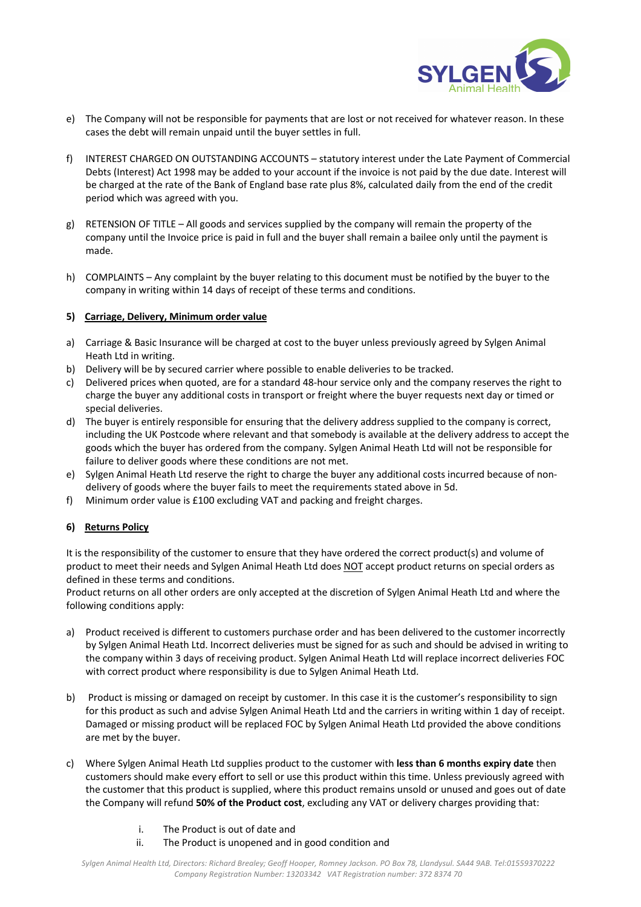e) The Company will not be responsible for payments that are lost or not received for whatever reason. In these cases the debt will remain unpaid until the buyer settles in full.

f) INTEREST CHARGED ON OUTSTANDING ACCOUNTS – statutory interest under the Late Payment of Commercial Debts (Interest) Act 1998 may be added to your account if the invoice is not paid by the due date. Interest will be charged at the rate of the Bank of England base rate plus 8%, calculated daily from the end of the credit period which was agreed with you.

g) RETENSION OF TITLE – All goods and services supplied by the company will remain the property of the company until the Invoice price is paid in full and the buyer shall remain a bailee only until the payment is made.

h) COMPLAINTS – Any complaint by the buyer relating to this document must be notified by the buyer to the company in writing within 14 days of receipt of these terms and conditions.

**5) Carriage, Delivery, Minimum order value**

a) Carriage & Basic Insurance will be charged at cost to the buyer unless previously agreed by Sylgen Animal Heath Ltd in writing.
b) Delivery will be by secured carrier where possible to enable deliveries to be tracked.
c) Delivered prices when quoted, are for a standard 48-hour service only and the company reserves the right to charge the buyer any additional costs in transport or freight where the buyer requests next day or timed or special deliveries.
d) The buyer is entirely responsible for ensuring that the delivery address supplied to the company is correct, including the UK Postcode where relevant and that somebody is available at the delivery address to accept the goods which the buyer has ordered from the company. Sylgen Animal Heath Ltd will not be responsible for failure to deliver goods where these conditions are not met.
e) Sylgen Animal Heath Ltd reserve the right to charge the buyer any additional costs incurred because of non-delivery of goods where the buyer fails to meet the requirements stated above in 5d.
f) Minimum order value is £100 excluding VAT and packing and freight charges.

**6) Returns Policy**

It is the responsibility of the customer to ensure that they have ordered the correct product(s) and volume of product to meet their needs and Sylgen Animal Heath Ltd does NOT accept product returns on special orders as defined in these terms and conditions.
Product returns on all other orders are only accepted at the discretion of Sylgen Animal Heath Ltd and where the following conditions apply:

a) Product received is different to customers purchase order and has been delivered to the customer incorrectly by Sylgen Animal Heath Ltd. Incorrect deliveries must be signed for as such and should be advised in writing to the company within 3 days of receiving product. Sylgen Animal Heath Ltd will replace incorrect deliveries FOC with correct product where responsibility is due to Sylgen Animal Heath Ltd.

b) Product is missing or damaged on receipt by customer. In this case it is the customer's responsibility to sign for this product as such and advise Sylgen Animal Heath Ltd and the carriers in writing within 1 day of receipt. Damaged or missing product will be replaced FOC by Sylgen Animal Heath Ltd provided the above conditions are met by the buyer.

c) Where Sylgen Animal Heath Ltd supplies product to the customer with **less than 6 months expiry date** then customers should make every effort to sell or use this product within this time. Unless previously agreed with the customer that this product is supplied, where this product remains unsold or unused and goes out of date the Company will refund **50% of the Product cost**, excluding any VAT or delivery charges providing that:

   i. The Product is out of date and
   ii. The Product is unopened and in good condition and

*Sylgen Animal Health Ltd, Directors: Richard Brealey; Geoff Hooper, Romney Jackson. PO Box 78, Llandysul. SA44 9AB. Tel:01559370222*
*Company Registration Number: 13203342 VAT Registration number: 372 8374 70*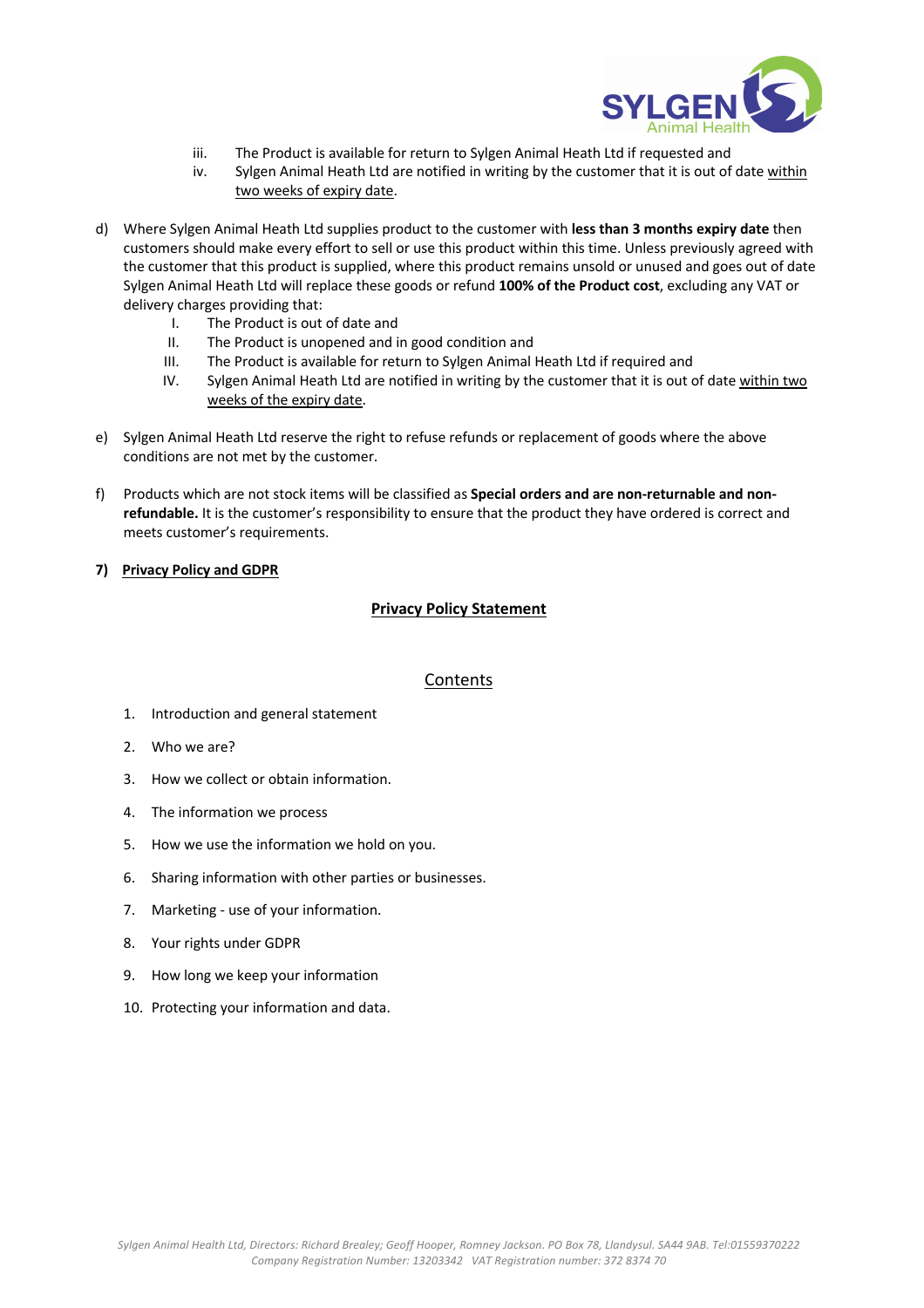iii. The Product is available for return to Sylgen Animal Heath Ltd if requested and
iv. Sylgen Animal Heath Ltd are notified in writing by the customer that it is out of date within two weeks of expiry date.

d) Where Sylgen Animal Heath Ltd supplies product to the customer with **less than 3 months expiry date** then customers should make every effort to sell or use this product within this time. Unless previously agreed with the customer that this product is supplied, where this product remains unsold or unused and goes out of date Sylgen Animal Heath Ltd will replace these goods or refund **100% of the Product cost**, excluding any VAT or delivery charges providing that:

   I. The Product is out of date and
   II. The Product is unopened and in good condition and
   III. The Product is available for return to Sylgen Animal Heath Ltd if required and
   IV. Sylgen Animal Heath Ltd are notified in writing by the customer that it is out of date within two weeks of the expiry date.

e) Sylgen Animal Heath Ltd reserve the right to refuse refunds or replacement of goods where the above conditions are not met by the customer.

f) Products which are not stock items will be classified as **Special orders and are non-returnable and non-refundable.** It is the customer's responsibility to ensure that the product they have ordered is correct and meets customer's requirements.

**7) Privacy Policy and GDPR**

## Privacy Policy Statement

### Contents

1. Introduction and general statement
2. Who we are?
3. How we collect or obtain information.
4. The information we process
5. How we use the information we hold on you.
6. Sharing information with other parties or businesses.
7. Marketing - use of your information.
8. Your rights under GDPR
9. How long we keep your information
10. Protecting your information and data.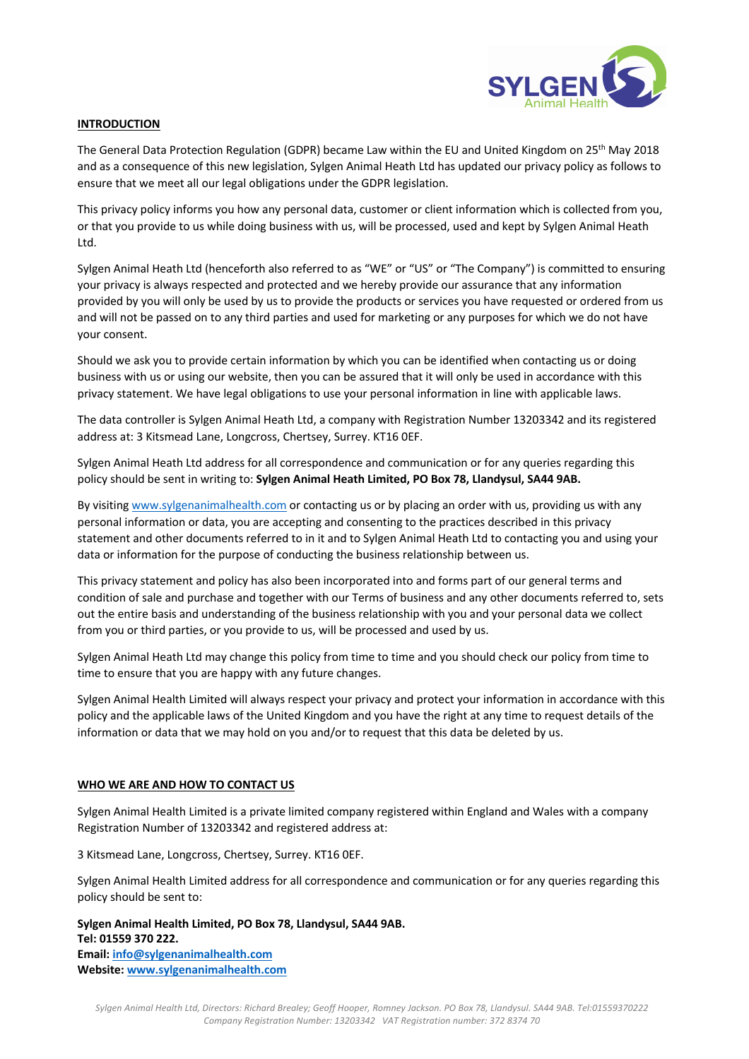## INTRODUCTION

The General Data Protection Regulation (GDPR) became Law within the EU and United Kingdom on 25th May 2018 and as a consequence of this new legislation, Sylgen Animal Heath Ltd has updated our privacy policy as follows to ensure that we meet all our legal obligations under the GDPR legislation.

This privacy policy informs you how any personal data, customer or client information which is collected from you, or that you provide to us while doing business with us, will be processed, used and kept by Sylgen Animal Heath Ltd.

Sylgen Animal Heath Ltd (henceforth also referred to as "WE" or "US" or "The Company") is committed to ensuring your privacy is always respected and protected and we hereby provide our assurance that any information provided by you will only be used by us to provide the products or services you have requested or ordered from us and will not be passed on to any third parties and used for marketing or any purposes for which we do not have your consent.

Should we ask you to provide certain information by which you can be identified when contacting us or doing business with us or using our website, then you can be assured that it will only be used in accordance with this privacy statement. We have legal obligations to use your personal information in line with applicable laws.

The data controller is Sylgen Animal Heath Ltd, a company with Registration Number 13203342 and its registered address at: 3 Kitsmead Lane, Longcross, Chertsey, Surrey. KT16 0EF.

Sylgen Animal Heath Ltd address for all correspondence and communication or for any queries regarding this policy should be sent in writing to: **Sylgen Animal Heath Limited, PO Box 78, Llandysul, SA44 9AB.**

By visiting www.sylgenanimalhealth.com or contacting us or by placing an order with us, providing us with any personal information or data, you are accepting and consenting to the practices described in this privacy statement and other documents referred to in it and to Sylgen Animal Heath Ltd to contacting you and using your data or information for the purpose of conducting the business relationship between us.

This privacy statement and policy has also been incorporated into and forms part of our general terms and condition of sale and purchase and together with our Terms of business and any other documents referred to, sets out the entire basis and understanding of the business relationship with you and your personal data we collect from you or third parties, or you provide to us, will be processed and used by us.

Sylgen Animal Heath Ltd may change this policy from time to time and you should check our policy from time to time to ensure that you are happy with any future changes.

Sylgen Animal Health Limited will always respect your privacy and protect your information in accordance with this policy and the applicable laws of the United Kingdom and you have the right at any time to request details of the information or data that we may hold on you and/or to request that this data be deleted by us.

## WHO WE ARE AND HOW TO CONTACT US

Sylgen Animal Health Limited is a private limited company registered within England and Wales with a company Registration Number of 13203342 and registered address at:

3 Kitsmead Lane, Longcross, Chertsey, Surrey. KT16 0EF.

Sylgen Animal Health Limited address for all correspondence and communication or for any queries regarding this policy should be sent to:

**Sylgen Animal Health Limited, PO Box 78, Llandysul, SA44 9AB.**
**Tel: 01559 370 222.**
**Email: info@sylgenanimalhealth.com**
**Website: www.sylgenanimalhealth.com**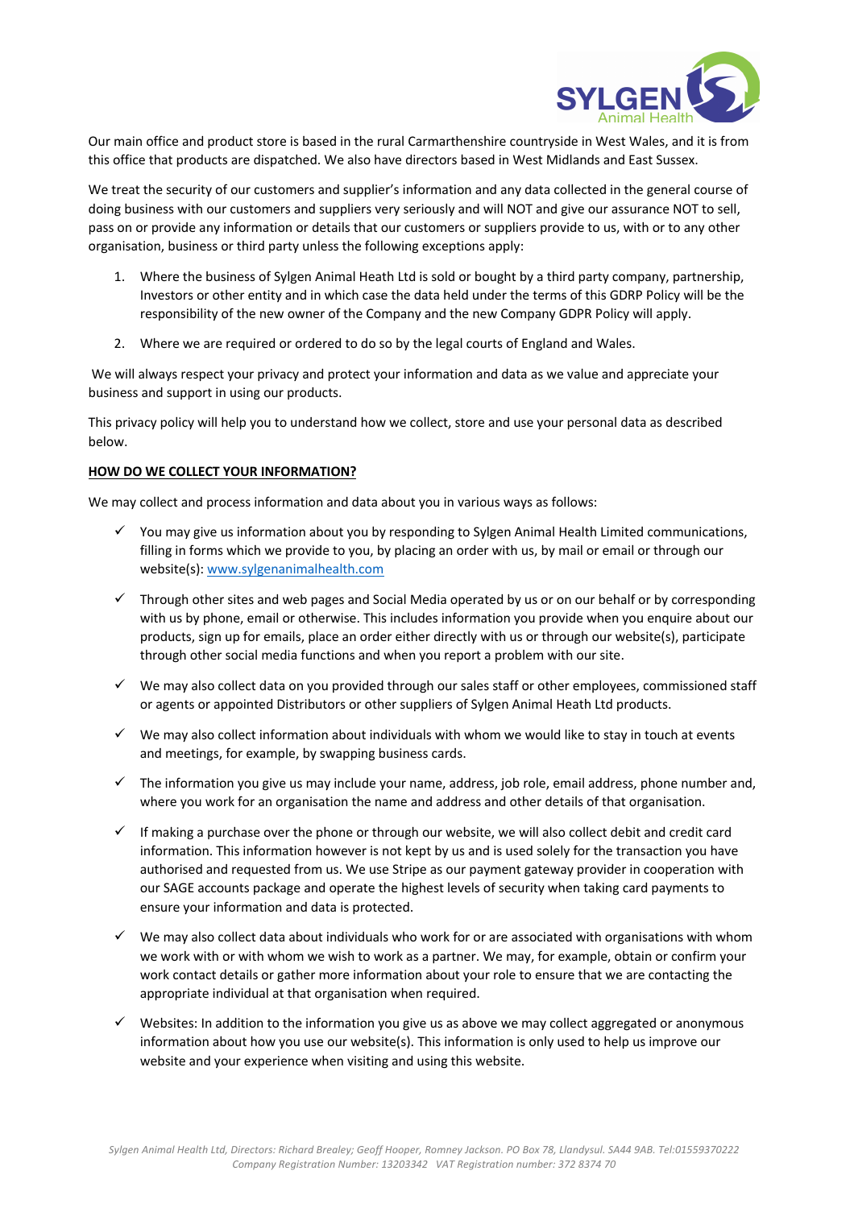Our main office and product store is based in the rural Carmarthenshire countryside in West Wales, and it is from this office that products are dispatched. We also have directors based in West Midlands and East Sussex.

We treat the security of our customers and supplier's information and any data collected in the general course of doing business with our customers and suppliers very seriously and will NOT and give our assurance NOT to sell, pass on or provide any information or details that our customers or suppliers provide to us, with or to any other organisation, business or third party unless the following exceptions apply:

1. Where the business of Sylgen Animal Heath Ltd is sold or bought by a third party company, partnership, Investors or other entity and in which case the data held under the terms of this GDRP Policy will be the responsibility of the new owner of the Company and the new Company GDPR Policy will apply.
2. Where we are required or ordered to do so by the legal courts of England and Wales.

We will always respect your privacy and protect your information and data as we value and appreciate your business and support in using our products.

This privacy policy will help you to understand how we collect, store and use your personal data as described below.

**HOW DO WE COLLECT YOUR INFORMATION?**

We may collect and process information and data about you in various ways as follows:

- ✓ You may give us information about you by responding to Sylgen Animal Health Limited communications, filling in forms which we provide to you, by placing an order with us, by mail or email or through our website(s): www.sylgenanimalhealth.com
- ✓ Through other sites and web pages and Social Media operated by us or on our behalf or by corresponding with us by phone, email or otherwise. This includes information you provide when you enquire about our products, sign up for emails, place an order either directly with us or through our website(s), participate through other social media functions and when you report a problem with our site.
- ✓ We may also collect data on you provided through our sales staff or other employees, commissioned staff or agents or appointed Distributors or other suppliers of Sylgen Animal Heath Ltd products.
- ✓ We may also collect information about individuals with whom we would like to stay in touch at events and meetings, for example, by swapping business cards.
- ✓ The information you give us may include your name, address, job role, email address, phone number and, where you work for an organisation the name and address and other details of that organisation.
- ✓ If making a purchase over the phone or through our website, we will also collect debit and credit card information. This information however is not kept by us and is used solely for the transaction you have authorised and requested from us. We use Stripe as our payment gateway provider in cooperation with our SAGE accounts package and operate the highest levels of security when taking card payments to ensure your information and data is protected.
- ✓ We may also collect data about individuals who work for or are associated with organisations with whom we work with or with whom we wish to work as a partner. We may, for example, obtain or confirm your work contact details or gather more information about your role to ensure that we are contacting the appropriate individual at that organisation when required.
- ✓ Websites: In addition to the information you give us as above we may collect aggregated or anonymous information about how you use our website(s). This information is only used to help us improve our website and your experience when visiting and using this website.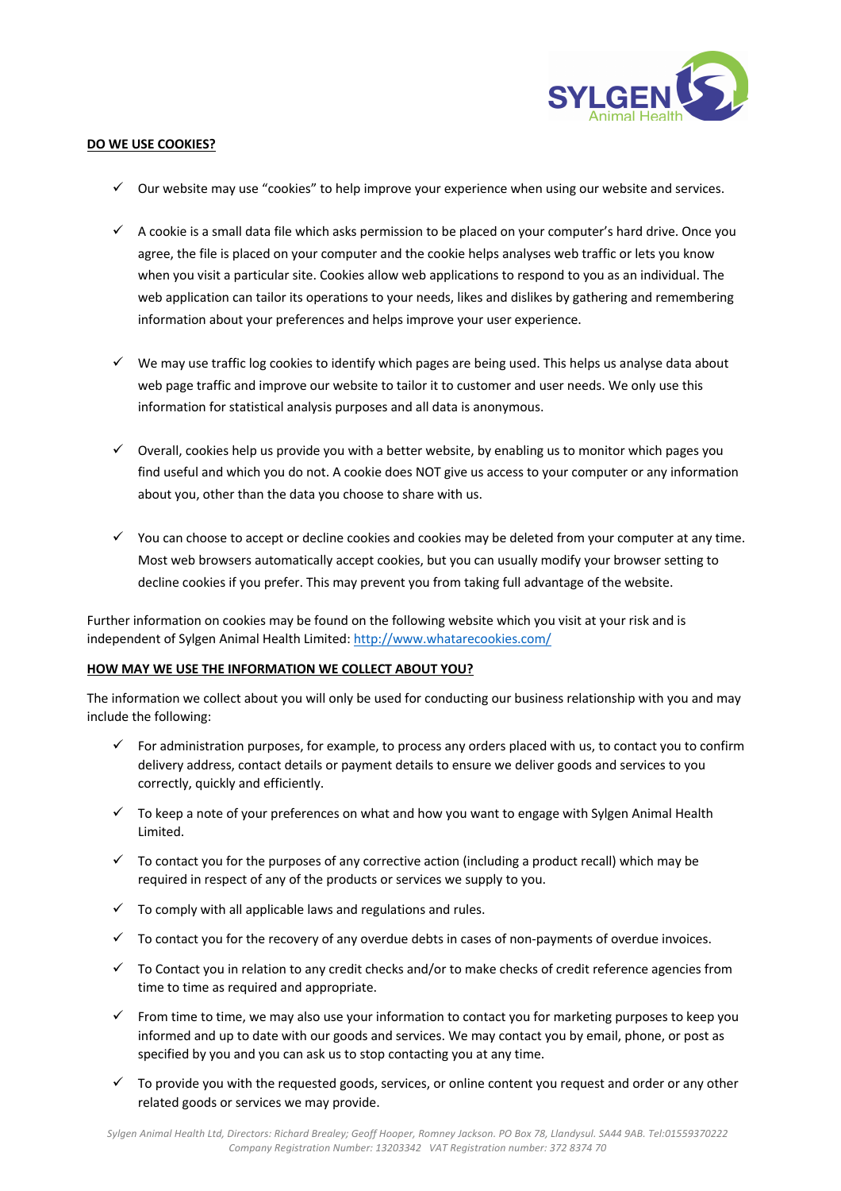**DO WE USE COOKIES?**

- ✓ Our website may use "cookies" to help improve your experience when using our website and services.

- ✓ A cookie is a small data file which asks permission to be placed on your computer's hard drive. Once you agree, the file is placed on your computer and the cookie helps analyses web traffic or lets you know when you visit a particular site. Cookies allow web applications to respond to you as an individual. The web application can tailor its operations to your needs, likes and dislikes by gathering and remembering information about your preferences and helps improve your user experience.

- ✓ We may use traffic log cookies to identify which pages are being used. This helps us analyse data about web page traffic and improve our website to tailor it to customer and user needs. We only use this information for statistical analysis purposes and all data is anonymous.

- ✓ Overall, cookies help us provide you with a better website, by enabling us to monitor which pages you find useful and which you do not. A cookie does NOT give us access to your computer or any information about you, other than the data you choose to share with us.

- ✓ You can choose to accept or decline cookies and cookies may be deleted from your computer at any time. Most web browsers automatically accept cookies, but you can usually modify your browser setting to decline cookies if you prefer. This may prevent you from taking full advantage of the website.

Further information on cookies may be found on the following website which you visit at your risk and is independent of Sylgen Animal Health Limited: [http://www.whatarecookies.com/](http://www.whatarecookies.com/)

**HOW MAY WE USE THE INFORMATION WE COLLECT ABOUT YOU?**

The information we collect about you will only be used for conducting our business relationship with you and may include the following:

- ✓ For administration purposes, for example, to process any orders placed with us, to contact you to confirm delivery address, contact details or payment details to ensure we deliver goods and services to you correctly, quickly and efficiently.
- ✓ To keep a note of your preferences on what and how you want to engage with Sylgen Animal Health Limited.
- ✓ To contact you for the purposes of any corrective action (including a product recall) which may be required in respect of any of the products or services we supply to you.
- ✓ To comply with all applicable laws and regulations and rules.
- ✓ To contact you for the recovery of any overdue debts in cases of non-payments of overdue invoices.
- ✓ To Contact you in relation to any credit checks and/or to make checks of credit reference agencies from time to time as required and appropriate.
- ✓ From time to time, we may also use your information to contact you for marketing purposes to keep you informed and up to date with our goods and services. We may contact you by email, phone, or post as specified by you and you can ask us to stop contacting you at any time.
- ✓ To provide you with the requested goods, services, or online content you request and order or any other related goods or services we may provide.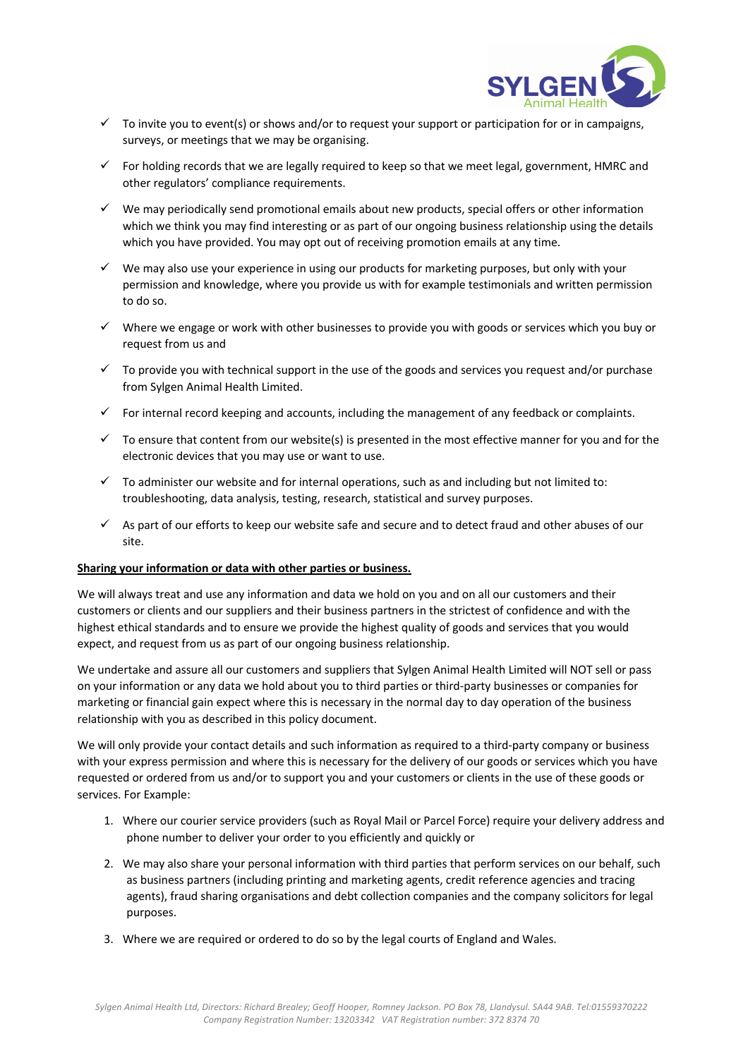- ✓ To invite you to event(s) or shows and/or to request your support or participation for or in campaigns, surveys, or meetings that we may be organising.
- ✓ For holding records that we are legally required to keep so that we meet legal, government, HMRC and other regulators' compliance requirements.
- ✓ We may periodically send promotional emails about new products, special offers or other information which we think you may find interesting or as part of our ongoing business relationship using the details which you have provided. You may opt out of receiving promotion emails at any time.
- ✓ We may also use your experience in using our products for marketing purposes, but only with your permission and knowledge, where you provide us with for example testimonials and written permission to do so.
- ✓ Where we engage or work with other businesses to provide you with goods or services which you buy or request from us and
- ✓ To provide you with technical support in the use of the goods and services you request and/or purchase from Sylgen Animal Health Limited.
- ✓ For internal record keeping and accounts, including the management of any feedback or complaints.
- ✓ To ensure that content from our website(s) is presented in the most effective manner for you and for the electronic devices that you may use or want to use.
- ✓ To administer our website and for internal operations, such as and including but not limited to: troubleshooting, data analysis, testing, research, statistical and survey purposes.
- ✓ As part of our efforts to keep our website safe and secure and to detect fraud and other abuses of our site.

**Sharing your information or data with other parties or business.**

We will always treat and use any information and data we hold on you and on all our customers and their customers or clients and our suppliers and their business partners in the strictest of confidence and with the highest ethical standards and to ensure we provide the highest quality of goods and services that you would expect, and request from us as part of our ongoing business relationship.

We undertake and assure all our customers and suppliers that Sylgen Animal Health Limited will NOT sell or pass on your information or any data we hold about you to third parties or third-party businesses or companies for marketing or financial gain expect where this is necessary in the normal day to day operation of the business relationship with you as described in this policy document.

We will only provide your contact details and such information as required to a third-party company or business with your express permission and where this is necessary for the delivery of our goods or services which you have requested or ordered from us and/or to support you and your customers or clients in the use of these goods or services. For Example:

1. Where our courier service providers (such as Royal Mail or Parcel Force) require your delivery address and phone number to deliver your order to you efficiently and quickly or
2. We may also share your personal information with third parties that perform services on our behalf, such as business partners (including printing and marketing agents, credit reference agencies and tracing agents), fraud sharing organisations and debt collection companies and the company solicitors for legal purposes.
3. Where we are required or ordered to do so by the legal courts of England and Wales.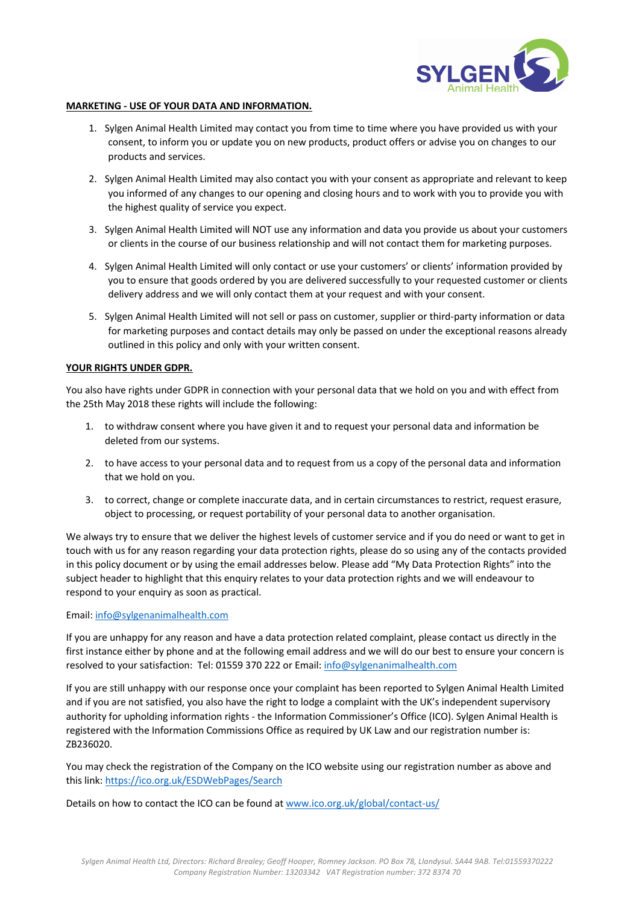**MARKETING - USE OF YOUR DATA AND INFORMATION.**

1. Sylgen Animal Health Limited may contact you from time to time where you have provided us with your consent, to inform you or update you on new products, product offers or advise you on changes to our products and services.

2. Sylgen Animal Health Limited may also contact you with your consent as appropriate and relevant to keep you informed of any changes to our opening and closing hours and to work with you to provide you with the highest quality of service you expect.

3. Sylgen Animal Health Limited will NOT use any information and data you provide us about your customers or clients in the course of our business relationship and will not contact them for marketing purposes.

4. Sylgen Animal Health Limited will only contact or use your customers' or clients' information provided by you to ensure that goods ordered by you are delivered successfully to your requested customer or clients delivery address and we will only contact them at your request and with your consent.

5. Sylgen Animal Health Limited will not sell or pass on customer, supplier or third-party information or data for marketing purposes and contact details may only be passed on under the exceptional reasons already outlined in this policy and only with your written consent.

**YOUR RIGHTS UNDER GDPR.**

You also have rights under GDPR in connection with your personal data that we hold on you and with effect from the 25th May 2018 these rights will include the following:

1. to withdraw consent where you have given it and to request your personal data and information be deleted from our systems.

2. to have access to your personal data and to request from us a copy of the personal data and information that we hold on you.

3. to correct, change or complete inaccurate data, and in certain circumstances to restrict, request erasure, object to processing, or request portability of your personal data to another organisation.

We always try to ensure that we deliver the highest levels of customer service and if you do need or want to get in touch with us for any reason regarding your data protection rights, please do so using any of the contacts provided in this policy document or by using the email addresses below. Please add "My Data Protection Rights" into the subject header to highlight that this enquiry relates to your data protection rights and we will endeavour to respond to your enquiry as soon as practical.

Email: info@sylgenanimalhealth.com

If you are unhappy for any reason and have a data protection related complaint, please contact us directly in the first instance either by phone and at the following email address and we will do our best to ensure your concern is resolved to your satisfaction: Tel: 01559 370 222 or Email: info@sylgenanimalhealth.com

If you are still unhappy with our response once your complaint has been reported to Sylgen Animal Health Limited and if you are not satisfied, you also have the right to lodge a complaint with the UK's independent supervisory authority for upholding information rights - the Information Commissioner's Office (ICO). Sylgen Animal Health is registered with the Information Commissions Office as required by UK Law and our registration number is: ZB236020.

You may check the registration of the Company on the ICO website using our registration number as above and this link: https://ico.org.uk/ESDWebPages/Search

Details on how to contact the ICO can be found at www.ico.org.uk/global/contact-us/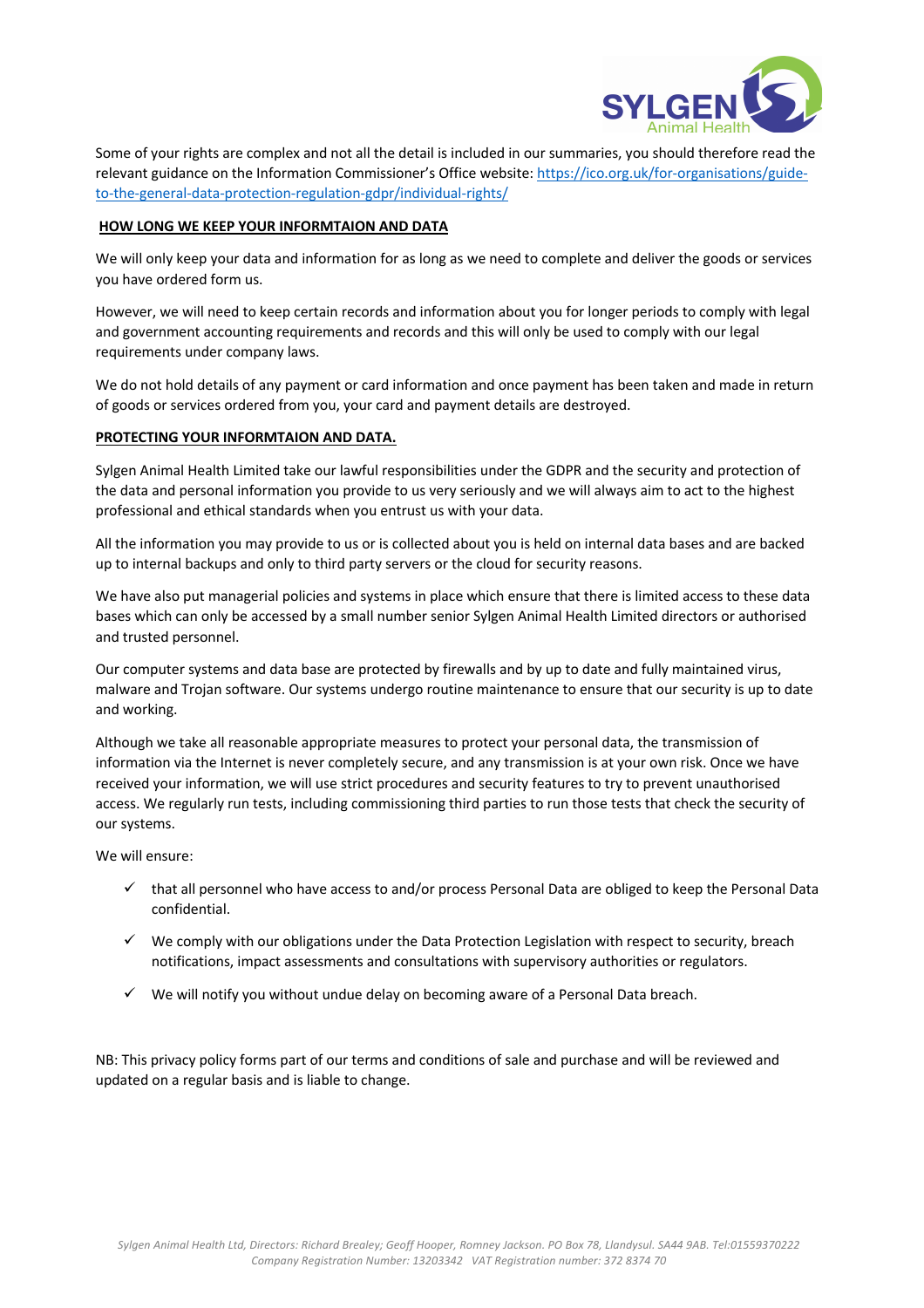Some of your rights are complex and not all the detail is included in our summaries, you should therefore read the relevant guidance on the Information Commissioner's Office website: [https://ico.org.uk/for-organisations/guide-to-the-general-data-protection-regulation-gdpr/individual-rights/](https://ico.org.uk/for-organisations/guide-to-the-general-data-protection-regulation-gdpr/individual-rights/)

**HOW LONG WE KEEP YOUR INFORMTAION AND DATA**

We will only keep your data and information for as long as we need to complete and deliver the goods or services you have ordered form us.

However, we will need to keep certain records and information about you for longer periods to comply with legal and government accounting requirements and records and this will only be used to comply with our legal requirements under company laws.

We do not hold details of any payment or card information and once payment has been taken and made in return of goods or services ordered from you, your card and payment details are destroyed.

**PROTECTING YOUR INFORMTAION AND DATA.**

Sylgen Animal Health Limited take our lawful responsibilities under the GDPR and the security and protection of the data and personal information you provide to us very seriously and we will always aim to act to the highest professional and ethical standards when you entrust us with your data.

All the information you may provide to us or is collected about you is held on internal data bases and are backed up to internal backups and only to third party servers or the cloud for security reasons.

We have also put managerial policies and systems in place which ensure that there is limited access to these data bases which can only be accessed by a small number senior Sylgen Animal Health Limited directors or authorised and trusted personnel.

Our computer systems and data base are protected by firewalls and by up to date and fully maintained virus, malware and Trojan software. Our systems undergo routine maintenance to ensure that our security is up to date and working.

Although we take all reasonable appropriate measures to protect your personal data, the transmission of information via the Internet is never completely secure, and any transmission is at your own risk. Once we have received your information, we will use strict procedures and security features to try to prevent unauthorised access. We regularly run tests, including commissioning third parties to run those tests that check the security of our systems.

We will ensure:

- ✓ that all personnel who have access to and/or process Personal Data are obliged to keep the Personal Data confidential.
- ✓ We comply with our obligations under the Data Protection Legislation with respect to security, breach notifications, impact assessments and consultations with supervisory authorities or regulators.
- ✓ We will notify you without undue delay on becoming aware of a Personal Data breach.

NB: This privacy policy forms part of our terms and conditions of sale and purchase and will be reviewed and updated on a regular basis and is liable to change.